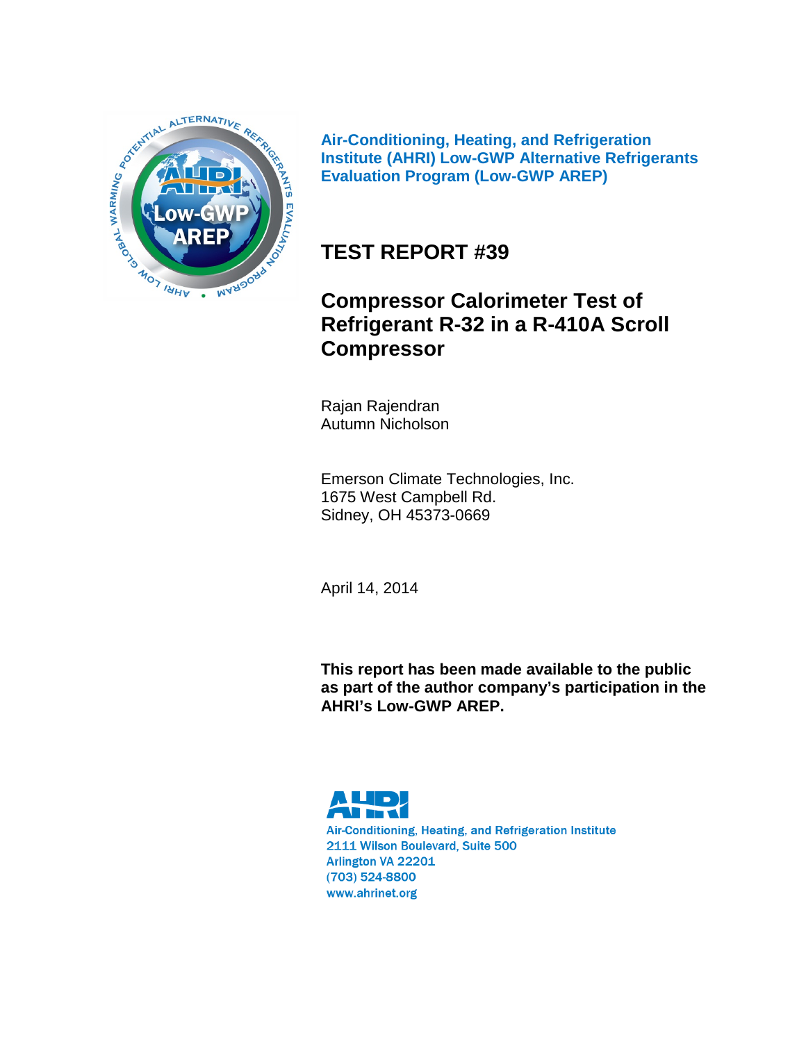**Air-Conditioning, Heating, and Refrigeration Institute (AHRI) Low-GWP Alternative Refrigerants Evaluation Program (Low-GWP AREP)**

# TEST REPORT #39

# Compressor Calorimeter Test of Refrigerant R-32 in a R-410A Scroll Compressor

Rajan Rajendran
Autumn Nicholson

Emerson Climate Technologies, Inc.
1675 West Campbell Rd.
Sidney, OH 45373-0669

April 14, 2014

**This report has been made available to the public as part of the author company's participation in the AHRI's Low-GWP AREP.**

Air-Conditioning, Heating, and Refrigeration Institute
2111 Wilson Boulevard, Suite 500
Arlington VA 22201
(703) 524-8800
www.ahrinet.org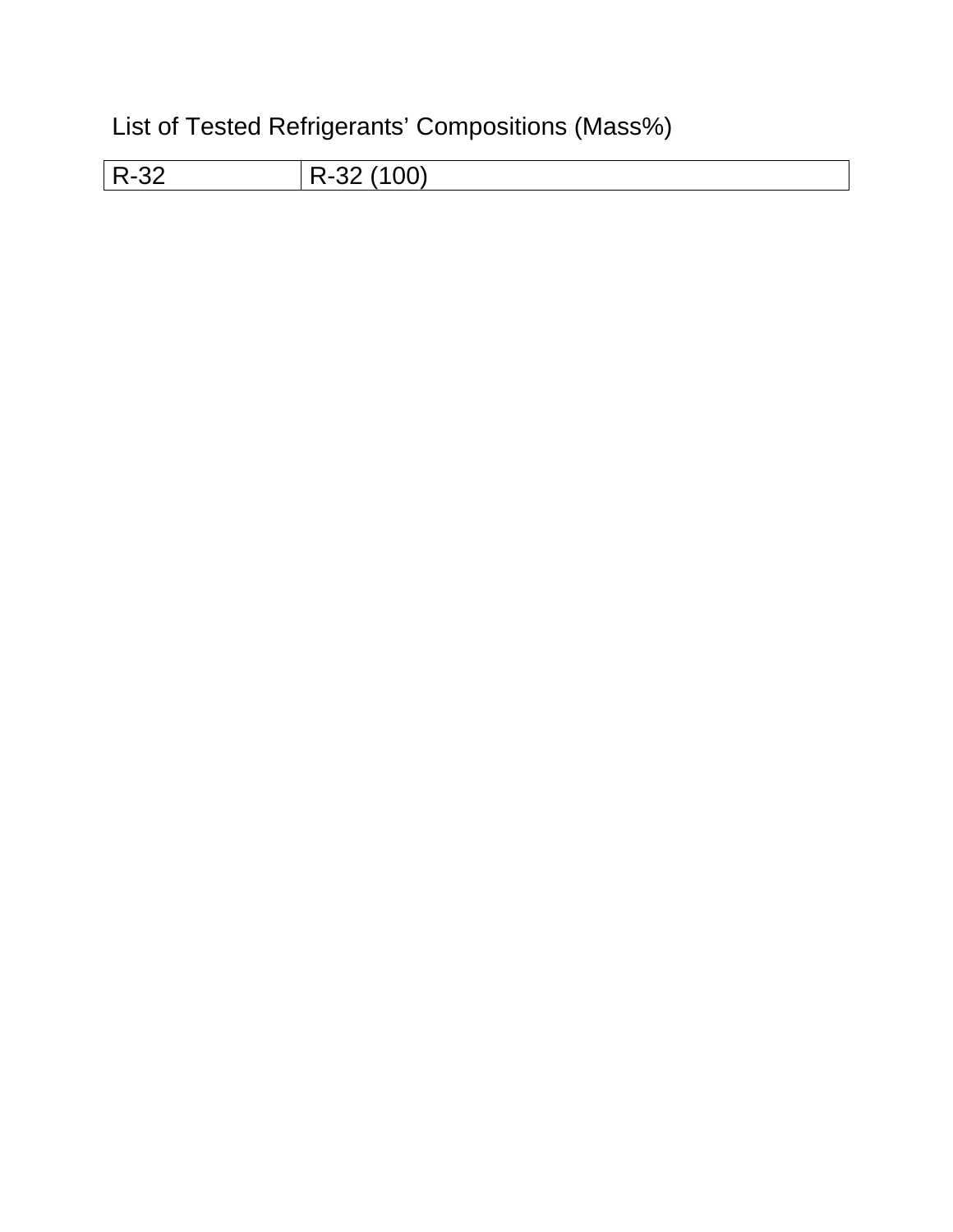List of Tested Refrigerants' Compositions (Mass%)

| R-32 | R-32 (100) |
|---|---|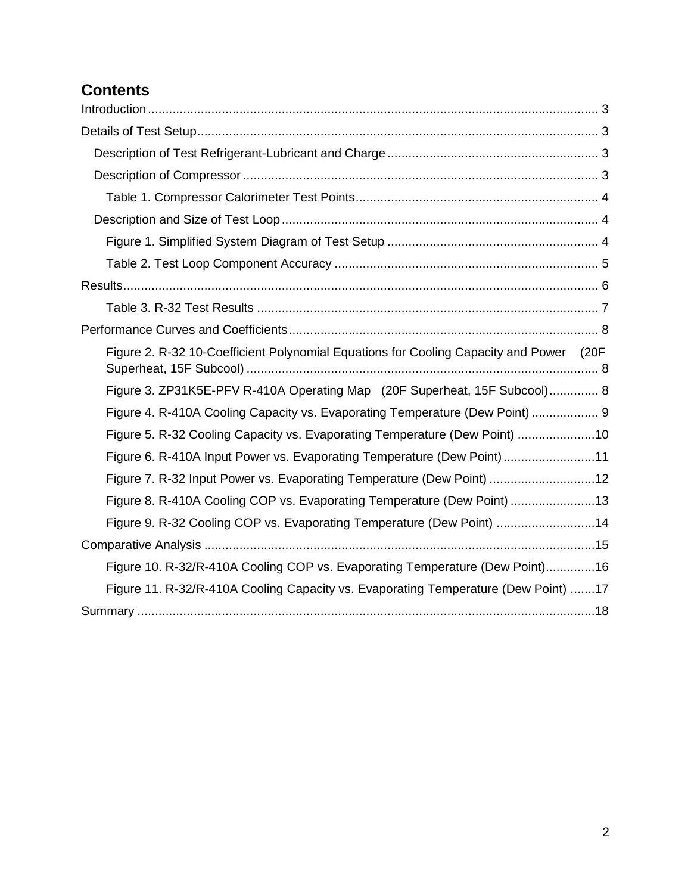## Contents

Introduction ............................................................................................................................ 3

Details of Test Setup .............................................................................................................. 3

- Description of Test Refrigerant-Lubricant and Charge ........................................................ 3
- Description of Compressor .................................................................................................. 3
  - Table 1. Compressor Calorimeter Test Points ................................................................. 4
- Description and Size of Test Loop ....................................................................................... 4
  - Figure 1. Simplified System Diagram of Test Setup ........................................................ 4
  - Table 2. Test Loop Component Accuracy ........................................................................ 5

Results .................................................................................................................................... 6

- Table 3. R-32 Test Results ................................................................................................. 7

Performance Curves and Coefficients .................................................................................... 8

- Figure 2. R-32 10-Coefficient Polynomial Equations for Cooling Capacity and Power (20F Superheat, 15F Subcool) .................................................................................................... 8
- Figure 3. ZP31K5E-PFV R-410A Operating Map (20F Superheat, 15F Subcool) .............. 8
- Figure 4. R-410A Cooling Capacity vs. Evaporating Temperature (Dew Point) ................... 9
- Figure 5. R-32 Cooling Capacity vs. Evaporating Temperature (Dew Point) ......................10
- Figure 6. R-410A Input Power vs. Evaporating Temperature (Dew Point) ..........................11
- Figure 7. R-32 Input Power vs. Evaporating Temperature (Dew Point) ..............................12
- Figure 8. R-410A Cooling COP vs. Evaporating Temperature (Dew Point) ........................13
- Figure 9. R-32 Cooling COP vs. Evaporating Temperature (Dew Point) ............................14

Comparative Analysis ...........................................................................................................15

- Figure 10. R-32/R-410A Cooling COP vs. Evaporating Temperature (Dew Point) ..............16
- Figure 11. R-32/R-410A Cooling Capacity vs. Evaporating Temperature (Dew Point) .......17

Summary ...............................................................................................................................18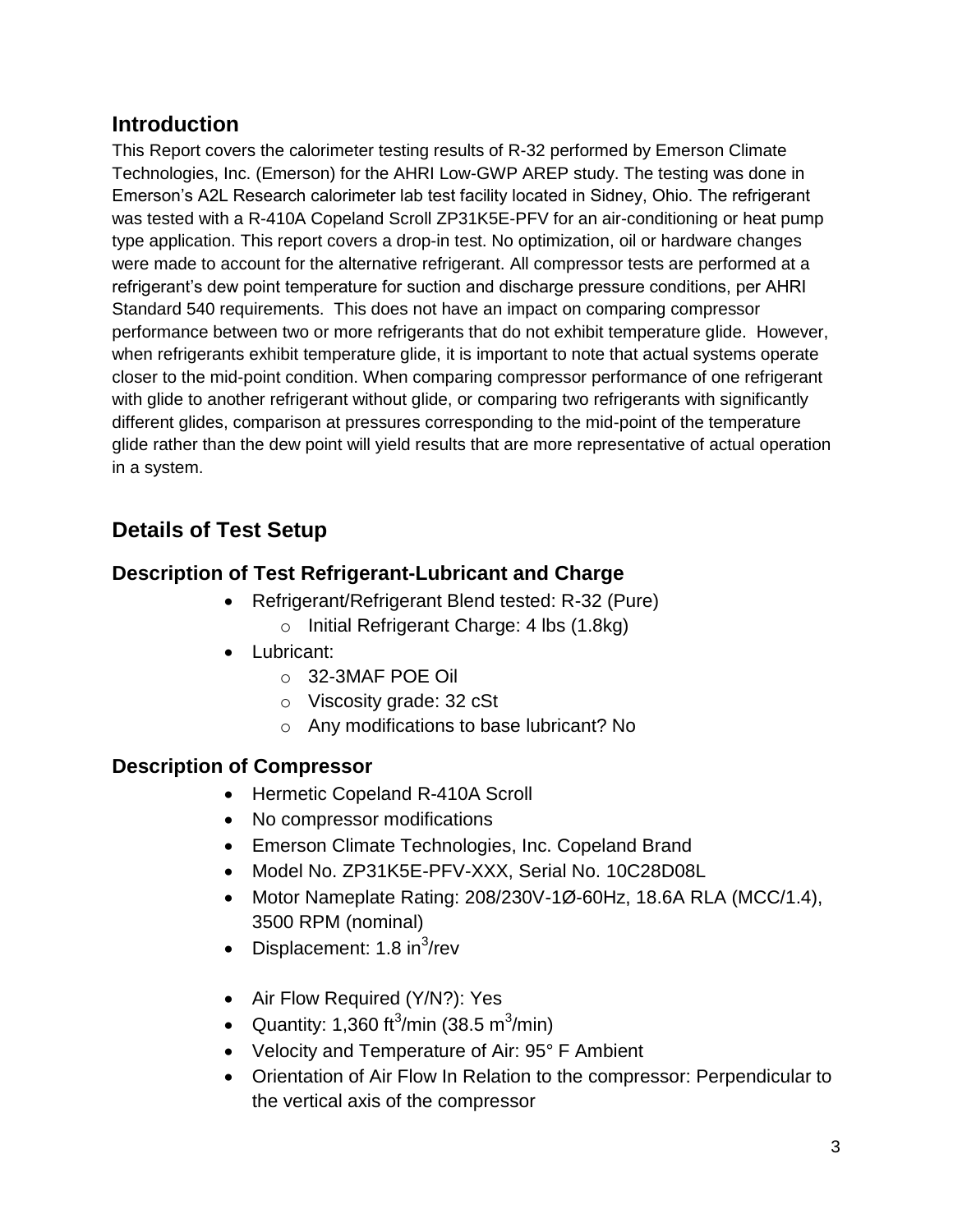## Introduction

This Report covers the calorimeter testing results of R-32 performed by Emerson Climate Technologies, Inc. (Emerson) for the AHRI Low-GWP AREP study. The testing was done in Emerson's A2L Research calorimeter lab test facility located in Sidney, Ohio. The refrigerant was tested with a R-410A Copeland Scroll ZP31K5E-PFV for an air-conditioning or heat pump type application. This report covers a drop-in test. No optimization, oil or hardware changes were made to account for the alternative refrigerant. All compressor tests are performed at a refrigerant's dew point temperature for suction and discharge pressure conditions, per AHRI Standard 540 requirements. This does not have an impact on comparing compressor performance between two or more refrigerants that do not exhibit temperature glide. However, when refrigerants exhibit temperature glide, it is important to note that actual systems operate closer to the mid-point condition. When comparing compressor performance of one refrigerant with glide to another refrigerant without glide, or comparing two refrigerants with significantly different glides, comparison at pressures corresponding to the mid-point of the temperature glide rather than the dew point will yield results that are more representative of actual operation in a system.

## Details of Test Setup

### Description of Test Refrigerant-Lubricant and Charge

- Refrigerant/Refrigerant Blend tested: R-32 (Pure)
  - Initial Refrigerant Charge: 4 lbs (1.8kg)
- Lubricant:
  - 32-3MAF POE Oil
  - Viscosity grade: 32 cSt
  - Any modifications to base lubricant? No

### Description of Compressor

- Hermetic Copeland R-410A Scroll
- No compressor modifications
- Emerson Climate Technologies, Inc. Copeland Brand
- Model No. ZP31K5E-PFV-XXX, Serial No. 10C28D08L
- Motor Nameplate Rating: 208/230V-1Ø-60Hz, 18.6A RLA (MCC/1.4), 3500 RPM (nominal)
- Displacement: 1.8 $in^3$/rev

- Air Flow Required (Y/N?): Yes
- Quantity: 1,360 $ft^3$/min (38.5 $m^3$/min)
- Velocity and Temperature of Air: 95° F Ambient
- Orientation of Air Flow In Relation to the compressor: Perpendicular to the vertical axis of the compressor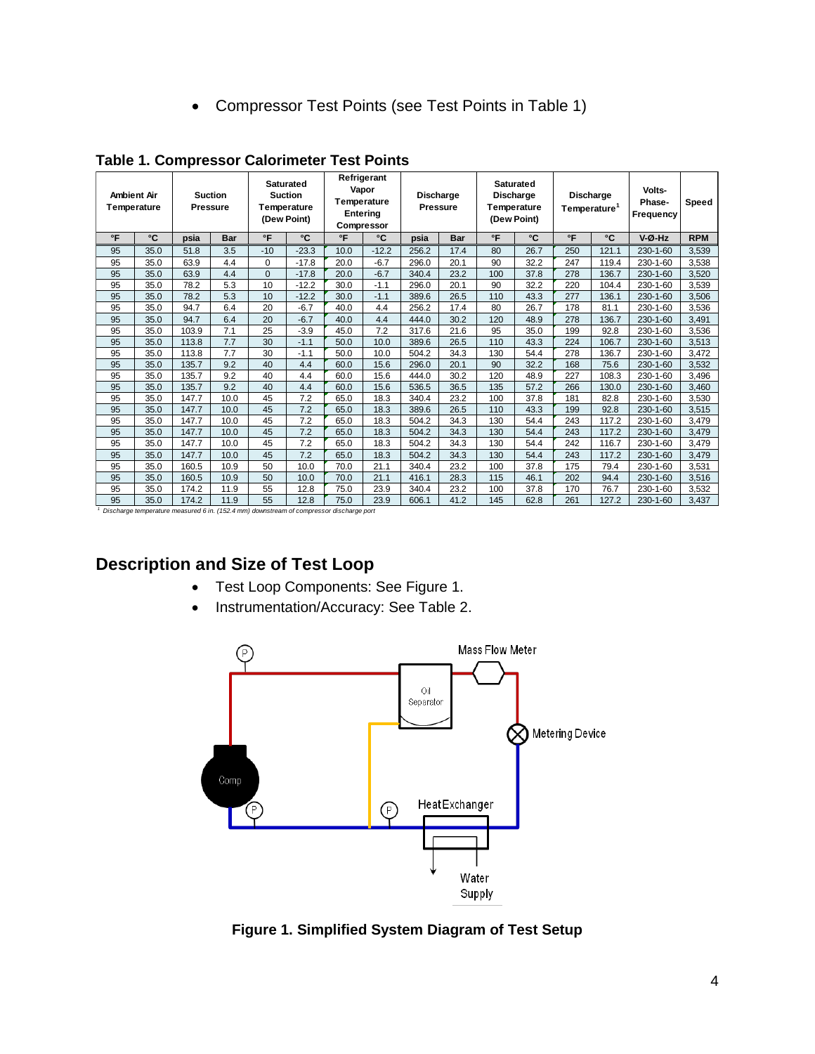- Compressor Test Points (see Test Points in Table 1)

**Table 1. Compressor Calorimeter Test Points**

| Ambient Air Temperature | | Suction Pressure | | Saturated Suction Temperature (Dew Point) | | Refrigerant Vapor Temperature Entering Compressor | | Discharge Pressure | | Saturated Discharge Temperature (Dew Point) | | Discharge Temperature[1] | | Volts-Phase-Frequency | Speed |
|---|---|---|---|---|---|---|---|---|---|---|---|---|---|---|---|
| °F | °C | psia | Bar | °F | °C | °F | °C | psia | Bar | °F | °C | °F | °C | V-Ø-Hz | RPM |
| 95 | 35.0 | 51.8 | 3.5 | -10 | -23.3 | 10.0 | -12.2 | 256.2 | 17.4 | 80 | 26.7 | 250 | 121.1 | 230-1-60 | 3,539 |
| 95 | 35.0 | 63.9 | 4.4 | 0 | -17.8 | 20.0 | -6.7 | 296.0 | 20.1 | 90 | 32.2 | 247 | 119.4 | 230-1-60 | 3,538 |
| 95 | 35.0 | 63.9 | 4.4 | 0 | -17.8 | 20.0 | -6.7 | 340.4 | 23.2 | 100 | 37.8 | 278 | 136.7 | 230-1-60 | 3,520 |
| 95 | 35.0 | 78.2 | 5.3 | 10 | -12.2 | 30.0 | -1.1 | 296.0 | 20.1 | 90 | 32.2 | 220 | 104.4 | 230-1-60 | 3,539 |
| 95 | 35.0 | 78.2 | 5.3 | 10 | -12.2 | 30.0 | -1.1 | 389.6 | 26.5 | 110 | 43.3 | 277 | 136.1 | 230-1-60 | 3,506 |
| 95 | 35.0 | 94.7 | 6.4 | 20 | -6.7 | 40.0 | 4.4 | 256.2 | 17.4 | 80 | 26.7 | 178 | 81.1 | 230-1-60 | 3,536 |
| 95 | 35.0 | 94.7 | 6.4 | 20 | -6.7 | 40.0 | 4.4 | 444.0 | 30.2 | 120 | 48.9 | 278 | 136.7 | 230-1-60 | 3,491 |
| 95 | 35.0 | 103.9 | 7.1 | 25 | -3.9 | 45.0 | 7.2 | 317.6 | 21.6 | 95 | 35.0 | 199 | 92.8 | 230-1-60 | 3,536 |
| 95 | 35.0 | 113.8 | 7.7 | 30 | -1.1 | 50.0 | 10.0 | 389.6 | 26.5 | 110 | 43.3 | 224 | 106.7 | 230-1-60 | 3,513 |
| 95 | 35.0 | 113.8 | 7.7 | 30 | -1.1 | 50.0 | 10.0 | 504.2 | 34.3 | 130 | 54.4 | 278 | 136.7 | 230-1-60 | 3,472 |
| 95 | 35.0 | 135.7 | 9.2 | 40 | 4.4 | 60.0 | 15.6 | 296.0 | 20.1 | 90 | 32.2 | 168 | 75.6 | 230-1-60 | 3,532 |
| 95 | 35.0 | 135.7 | 9.2 | 40 | 4.4 | 60.0 | 15.6 | 444.0 | 30.2 | 120 | 48.9 | 227 | 108.3 | 230-1-60 | 3,496 |
| 95 | 35.0 | 135.7 | 9.2 | 40 | 4.4 | 60.0 | 15.6 | 536.5 | 36.5 | 135 | 57.2 | 266 | 130.0 | 230-1-60 | 3,460 |
| 95 | 35.0 | 147.7 | 10.0 | 45 | 7.2 | 65.0 | 18.3 | 340.4 | 23.2 | 100 | 37.8 | 181 | 82.8 | 230-1-60 | 3,530 |
| 95 | 35.0 | 147.7 | 10.0 | 45 | 7.2 | 65.0 | 18.3 | 389.6 | 26.5 | 110 | 43.3 | 199 | 92.8 | 230-1-60 | 3,515 |
| 95 | 35.0 | 147.7 | 10.0 | 45 | 7.2 | 65.0 | 18.3 | 504.2 | 34.3 | 130 | 54.4 | 243 | 117.2 | 230-1-60 | 3,479 |
| 95 | 35.0 | 147.7 | 10.0 | 45 | 7.2 | 65.0 | 18.3 | 504.2 | 34.3 | 130 | 54.4 | 243 | 117.2 | 230-1-60 | 3,479 |
| 95 | 35.0 | 147.7 | 10.0 | 45 | 7.2 | 65.0 | 18.3 | 504.2 | 34.3 | 130 | 54.4 | 242 | 116.7 | 230-1-60 | 3,479 |
| 95 | 35.0 | 147.7 | 10.0 | 45 | 7.2 | 65.0 | 18.3 | 504.2 | 34.3 | 130 | 54.4 | 243 | 117.2 | 230-1-60 | 3,479 |
| 95 | 35.0 | 160.5 | 10.9 | 50 | 10.0 | 70.0 | 21.1 | 340.4 | 23.2 | 100 | 37.8 | 175 | 79.4 | 230-1-60 | 3,531 |
| 95 | 35.0 | 160.5 | 10.9 | 50 | 10.0 | 70.0 | 21.1 | 416.1 | 28.3 | 115 | 46.1 | 202 | 94.4 | 230-1-60 | 3,516 |
| 95 | 35.0 | 174.2 | 11.9 | 55 | 12.8 | 75.0 | 23.9 | 340.4 | 23.2 | 100 | 37.8 | 170 | 76.7 | 230-1-60 | 3,532 |
| 95 | 35.0 | 174.2 | 11.9 | 55 | 12.8 | 75.0 | 23.9 | 606.1 | 41.2 | 145 | 62.8 | 261 | 127.2 | 230-1-60 | 3,437 |

*[1] Discharge temperature measured 6 in. (152.4 mm) downstream of compressor discharge port*

## Description and Size of Test Loop

- Test Loop Components: See Figure 1.
- Instrumentation/Accuracy: See Table 2.

**Figure 1. Simplified System Diagram of Test Setup**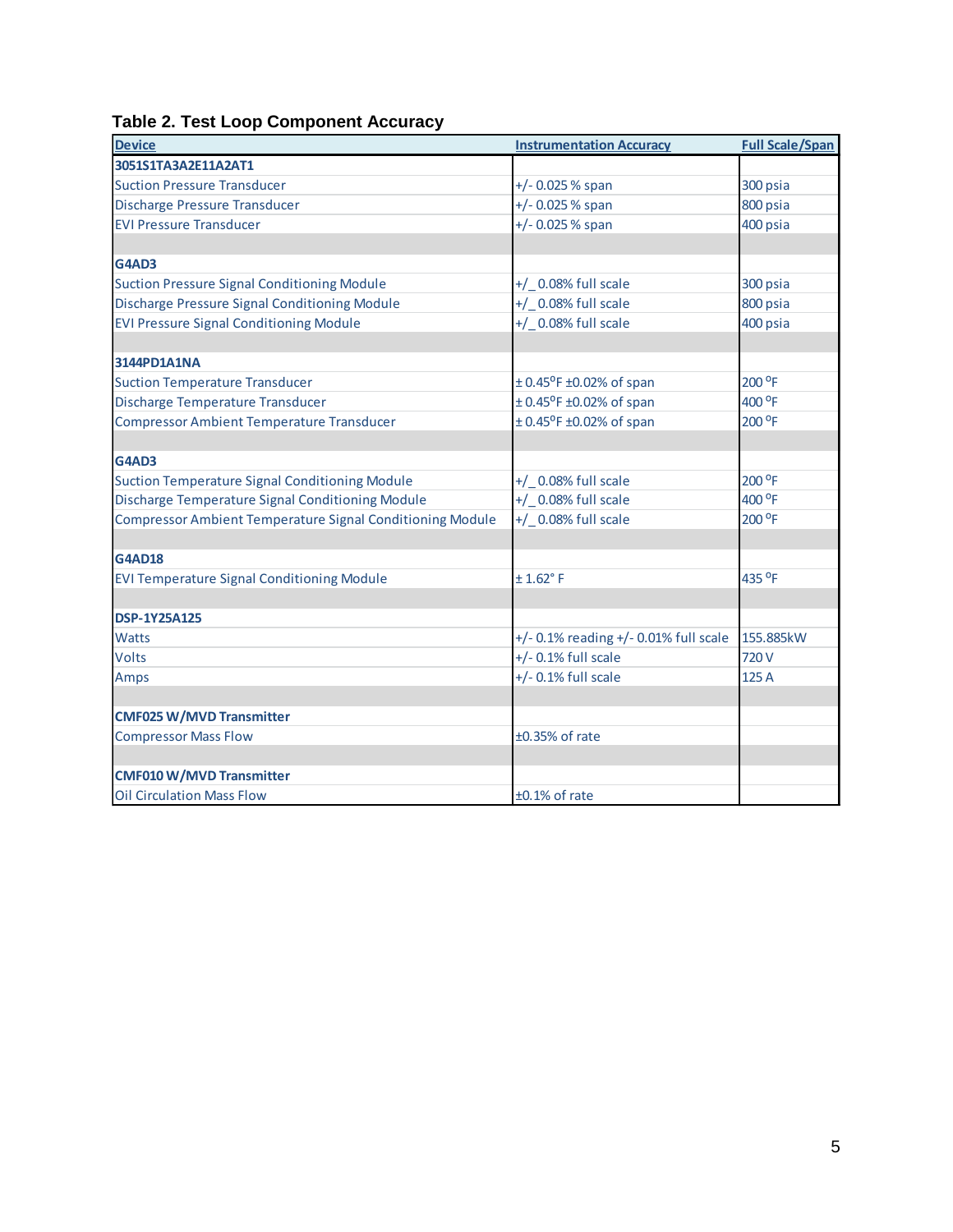**Table 2. Test Loop Component Accuracy**

| Device | Instrumentation Accuracy | Full Scale/Span |
|---|---|---|
| **3051S1TA3A2E11A2AT1** | | |
| Suction Pressure Transducer | +/- 0.025 % span | 300 psia |
| Discharge Pressure Transducer | +/- 0.025 % span | 800 psia |
| EVI Pressure Transducer | +/- 0.025 % span | 400 psia |
| | | |
| **G4AD3** | | |
| Suction Pressure Signal Conditioning Module | +/_ 0.08% full scale | 300 psia |
| Discharge Pressure Signal Conditioning Module | +/_ 0.08% full scale | 800 psia |
| EVI Pressure Signal Conditioning Module | +/_ 0.08% full scale | 400 psia |
| | | |
| **3144PD1A1NA** | | |
| Suction Temperature Transducer | ± 0.45°F ±0.02% of span | 200 °F |
| Discharge Temperature Transducer | ± 0.45°F ±0.02% of span | 400 °F |
| Compressor Ambient Temperature Transducer | ± 0.45°F ±0.02% of span | 200 °F |
| | | |
| **G4AD3** | | |
| Suction Temperature Signal Conditioning Module | +/_ 0.08% full scale | 200 °F |
| Discharge Temperature Signal Conditioning Module | +/_ 0.08% full scale | 400 °F |
| Compressor Ambient Temperature Signal Conditioning Module | +/_ 0.08% full scale | 200 °F |
| | | |
| **G4AD18** | | |
| EVI Temperature Signal Conditioning Module | ± 1.62° F | 435 °F |
| | | |
| **DSP-1Y25A125** | | |
| Watts | +/- 0.1% reading +/- 0.01% full scale | 155.885kW |
| Volts | +/- 0.1% full scale | 720 V |
| Amps | +/- 0.1% full scale | 125 A |
| | | |
| **CMF025 W/MVD Transmitter** | | |
| Compressor Mass Flow | ±0.35% of rate | |
| | | |
| **CMF010 W/MVD Transmitter** | | |
| Oil Circulation Mass Flow | ±0.1% of rate | |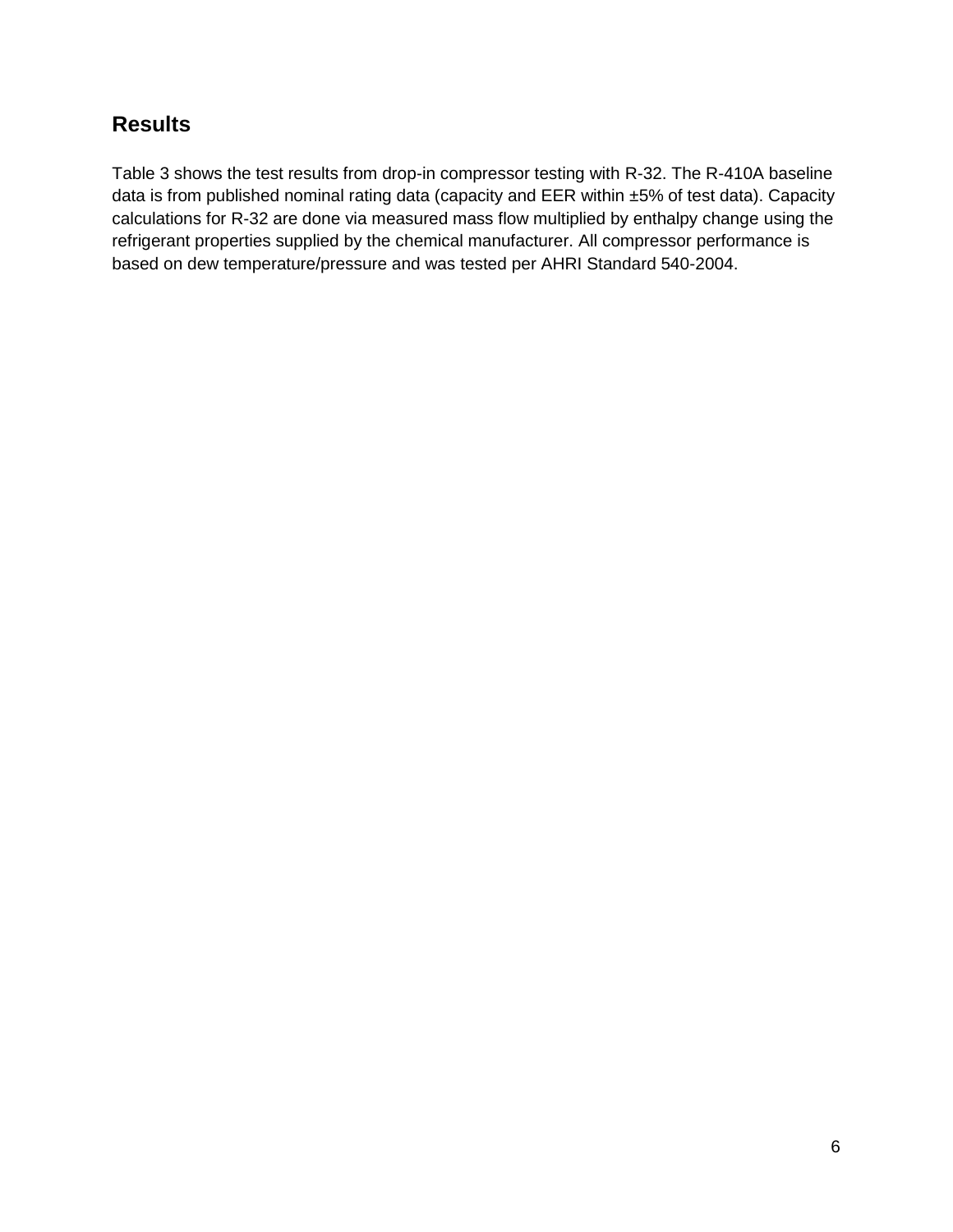## Results

Table 3 shows the test results from drop-in compressor testing with R-32. The R-410A baseline data is from published nominal rating data (capacity and EER within ±5% of test data). Capacity calculations for R-32 are done via measured mass flow multiplied by enthalpy change using the refrigerant properties supplied by the chemical manufacturer. All compressor performance is based on dew temperature/pressure and was tested per AHRI Standard 540-2004.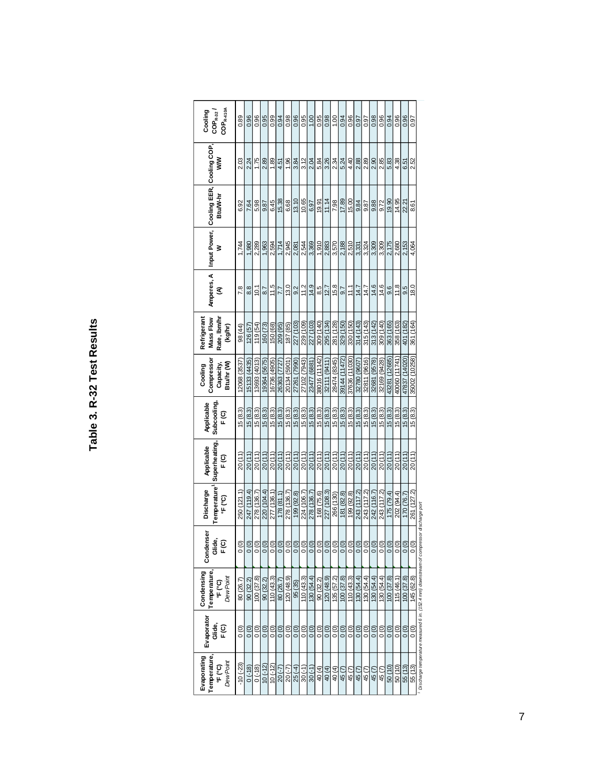# Table 3. R-32 Test Results

| Evaporating Temperature, °F (°C) *Dew Point* | Evaporator Glide, F (C) | Condensing Temperature, °F (°C) *Dew Point* | Condenser Glide, F (C) | Discharge Temperature[1] °F (°C) | Applicable Superheating, F (C) | Applicable Subcooling, F (C) | Cooling Compressor Capacity, Btu/hr (W) | Refrigerant Mass Flow Rate, lbm/hr (kg/hr) | Amperes, A (A) | Input Power, W | Cooling EER, Btu/W-hr | Cooling COP, W/W | Cooling $COP_{R-32}$ / $COP_{R-410A}$ |
|---|---|---|---|---|---|---|---|---|---|---|---|---|---|
| -10 (-23) | 0 (0) | 80 (26.7) | 0 (0) | 250 (121.1) | 20 (11) | 15 (8.3) | 12068 (3537) | 98 (44) | 7.8 | 1,744 | 6.92 | 2.03 | 0.89 |
| 0 (-18) | 0 (0) | 90 (32.2) | 0 (0) | 247 (119.4) | 20 (11) | 15 (8.3) | 15133 (4435) | 126 (57) | 8.8 | 1,980 | 7.64 | 2.24 | 0.96 |
| 0 (-18) | 0 (0) | 100 (37.8) | 0 (0) | 278 (136.7) | 20 (11) | 15 (8.3) | 13693 (4013) | 119 (54) | 10.1 | 2,289 | 5.98 | 1.75 | 0.96 |
| 10 (-12) | 0 (0) | 90 (32.2) | 0 (0) | 220 (104.4) | 20 (11) | 15 (8.3) | 19364 (5675) | 160 (73) | 8.7 | 1,963 | 9.87 | 2.89 | 0.95 |
| 10 (-12) | 0 (0) | 110 (43.3) | 0 (0) | 277 (136.1) | 20 (11) | 15 (8.3) | 16736 (4905) | 150 (68) | 11.5 | 2,594 | 6.45 | 1.89 | 0.99 |
| 20 (-7) | 0 (0) | 80 (26.7) | 0 (0) | 178 (81.1) | 20 (11) | 15 (8.3) | 26363 (7727) | 209 (95) | 7.7 | 1,714 | 15.38 | 4.51 | 0.94 |
| 20 (-7) | 0 (0) | 120 (48.9) | 0 (0) | 278 (136.7) | 20 (11) | 15 (8.3) | 20134 (5901) | 187 (85) | 13.0 | 2,945 | 6.68 | 1.96 | 0.98 |
| 25 (-4) | 0 (0) | 95 (35) | 0 (0) | 199 (92.8) | 20 (11) | 15 (8.3) | 27261 (7990) | 227 (103) | 9.2 | 2,081 | 13.10 | 3.84 | 0.96 |
| 30 (-1) | 0 (0) | 110 (43.3) | 0 (0) | 224 (106.7) | 20 (11) | 15 (8.3) | 27102 (7943) | 239 (109) | 11.2 | 2,544 | 10.65 | 3.12 | 0.95 |
| 30 (-1) | 0 (0) | 130 (54.4) | 0 (0) | 278 (136.7) | 20 (11) | 15 (8.3) | 23477 (6881) | 227 (103) | 14.9 | 3,369 | 6.97 | 2.04 | 1.00 |
| 40 (4) | 0 (0) | 90 (32.2) | 0 (0) | 168 (75.6) | 20 (11) | 15 (8.3) | 38016 (11142) | 309 (140) | 8.5 | 1,910 | 19.91 | 5.84 | 0.95 |
| 40 (4) | 0 (0) | 120 (48.9) | 0 (0) | 227 (108.3) | 20 (11) | 15 (8.3) | 32111 (9411) | 295 (134) | 12.7 | 2,883 | 11.14 | 3.26 | 0.98 |
| 40 (4) | 0 (0) | 135 (57.2) | 0 (0) | 266 (130) | 20 (11) | 15 (8.3) | 28474 (8345) | 281 (128) | 15.8 | 3,570 | 7.98 | 2.34 | 1.00 |
| 45 (7) | 0 (0) | 100 (37.8) | 0 (0) | 181 (82.8) | 20 (11) | 15 (8.3) | 39144 (11472) | 329 (150) | 9.7 | 2,188 | 17.89 | 5.24 | 0.94 |
| 45 (7) | 0 (0) | 110 (43.3) | 0 (0) | 199 (92.8) | 20 (11) | 15 (8.3) | 37636 (11030) | 330 (150) | 11.1 | 2,510 | 15.00 | 4.40 | 0.96 |
| 45 (7) | 0 (0) | 130 (54.4) | 0 (0) | 243 (117.2) | 20 (11) | 15 (8.3) | 32780 (9607) | 314 (143) | 14.7 | 3,331 | 9.84 | 2.88 | 0.97 |
| 45 (7) | 0 (0) | 130 (54.4) | 0 (0) | 243 (117.2) | 20 (11) | 15 (8.3) | 32811 (9616) | 315 (143) | 14.7 | 3,324 | 9.87 | 2.89 | 0.97 |
| 45 (7) | 0 (0) | 130 (54.4) | 0 (0) | 242 (116.7) | 20 (11) | 15 (8.3) | 32681 (9578) | 313 (142) | 14.6 | 3,309 | 9.88 | 2.90 | 0.98 |
| 45 (7) | 0 (0) | 130 (54.4) | 0 (0) | 243 (117.2) | 20 (11) | 15 (8.3) | 32169 (9428) | 309 (140) | 14.6 | 3,309 | 9.72 | 2.85 | 0.96 |
| 50 (10) | 0 (0) | 100 (37.8) | 0 (0) | 175 (79.4) | 20 (11) | 15 (8.3) | 43281 (12685) | 363 (165) | 9.6 | 2,175 | 19.90 | 5.83 | 0.94 |
| 50 (10) | 0 (0) | 115 (46.1) | 0 (0) | 202 (94.4) | 20 (11) | 15 (8.3) | 40060 (11741) | 358 (163) | 11.8 | 2,680 | 14.95 | 4.38 | 0.96 |
| 55 (13) | 0 (0) | 100 (37.8) | 0 (0) | 170 (76.7) | 20 (11) | 15 (8.3) | 47837 (14020) | 401 (182) | 9.5 | 2,153 | 22.21 | 6.51 | 0.96 |
| 55 (13) | 0 (0) | 145 (62.8) | 0 (0) | 261 (127.2) | 20 (11) | 15 (8.3) | 35002 (10258) | 361 (164) | 18.0 | 4,064 | 8.61 | 2.52 | 0.97 |

[1] Discharge temperature measured 6 in. (152.4 mm) downstream of compressor discharge port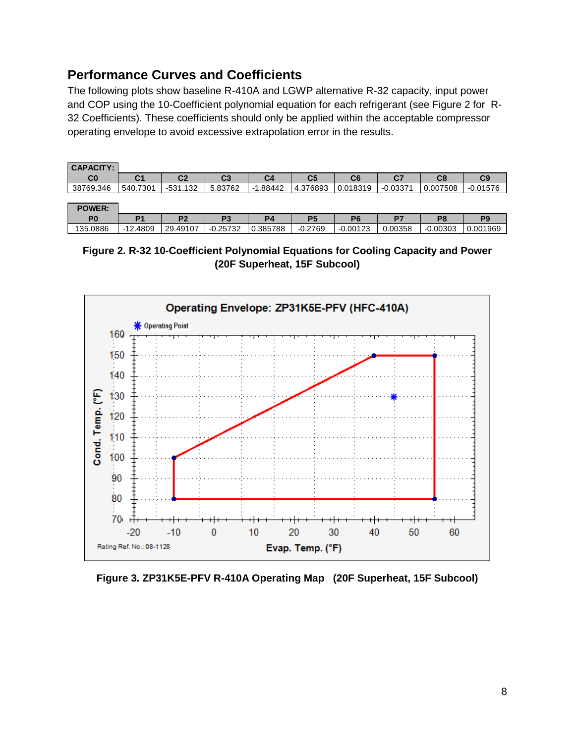## Performance Curves and Coefficients

The following plots show baseline R-410A and LGWP alternative R-32 capacity, input power and COP using the 10-Coefficient polynomial equation for each refrigerant (see Figure 2 for R-32 Coefficients). These coefficients should only be applied within the acceptable compressor operating envelope to avoid excessive extrapolation error in the results.

| CAPACITY: | | | | | | | | | |
|---|---|---|---|---|---|---|---|---|---|
| C0 | C1 | C2 | C3 | C4 | C5 | C6 | C7 | C8 | C9 |
| 38769.346 | 540.7301 | -531.132 | 5.83762 | -1.88442 | 4.376893 | 0.018319 | -0.03371 | 0.007508 | -0.01576 |

| POWER: | | | | | | | | | |
|---|---|---|---|---|---|---|---|---|---|
| P0 | P1 | P2 | P3 | P4 | P5 | P6 | P7 | P8 | P9 |
| 135.0886 | -12.4809 | 29.49107 | -0.25732 | 0.385788 | -0.2769 | -0.00123 | 0.00358 | -0.00303 | 0.001969 |

**Figure 2. R-32 10-Coefficient Polynomial Equations for Cooling Capacity and Power (20F Superheat, 15F Subcool)**

**Figure 3. ZP31K5E-PFV R-410A Operating Map (20F Superheat, 15F Subcool)**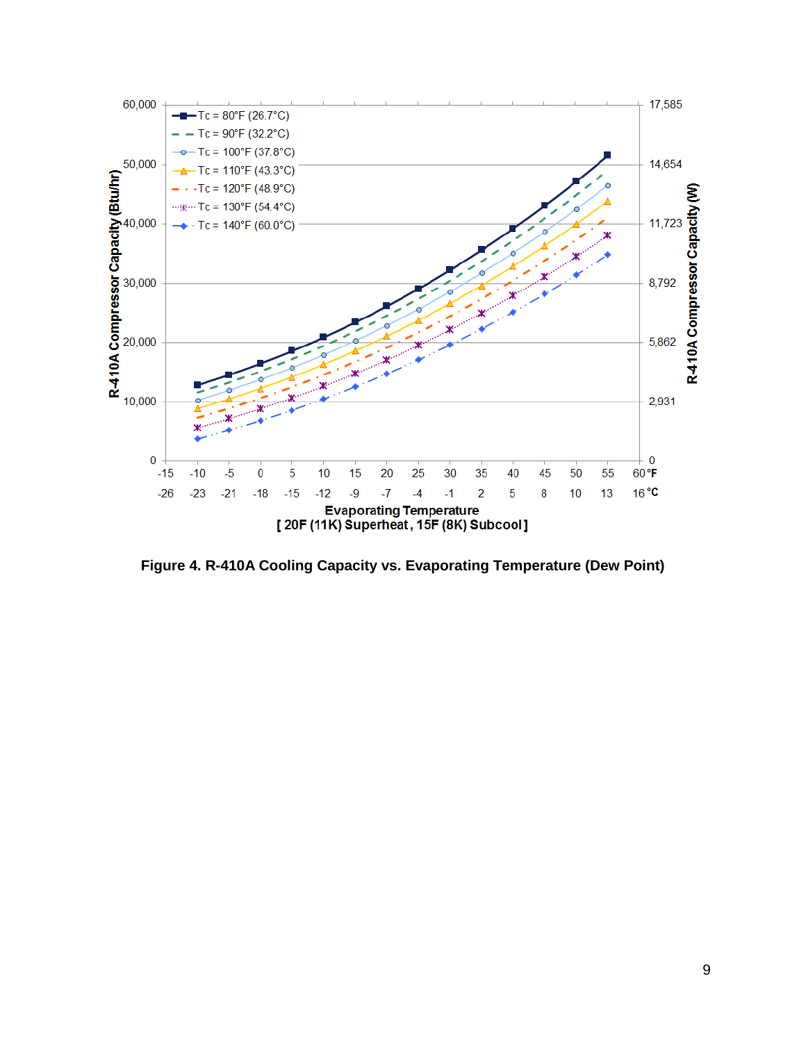Figure 4. R-410A Cooling Capacity vs. Evaporating Temperature (Dew Point)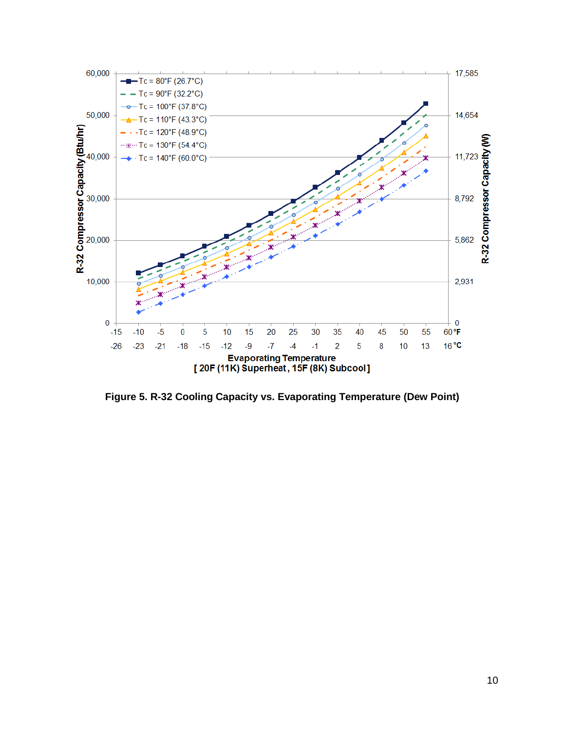**Figure 5. R-32 Cooling Capacity vs. Evaporating Temperature (Dew Point)**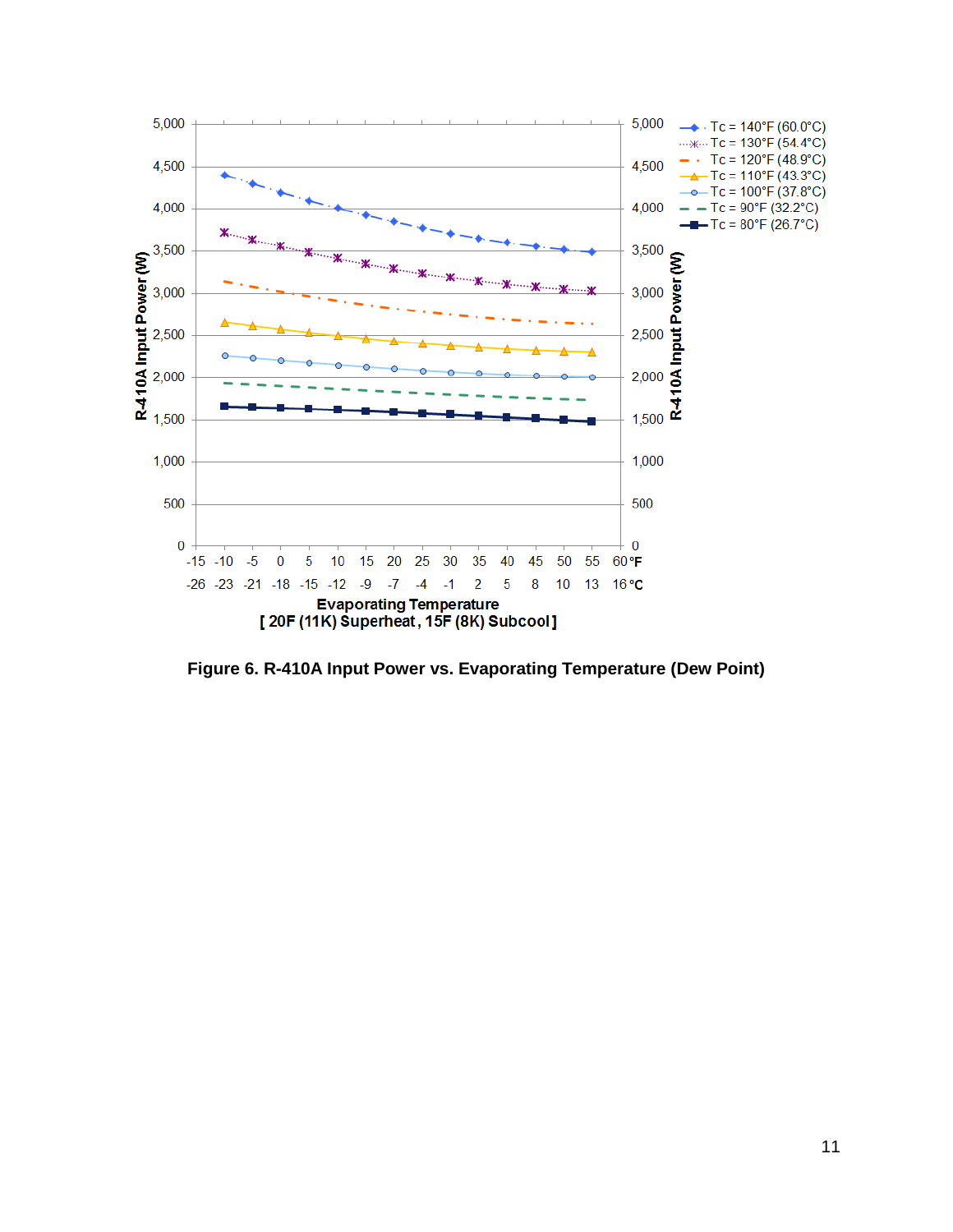**Figure 6. R-410A Input Power vs. Evaporating Temperature (Dew Point)**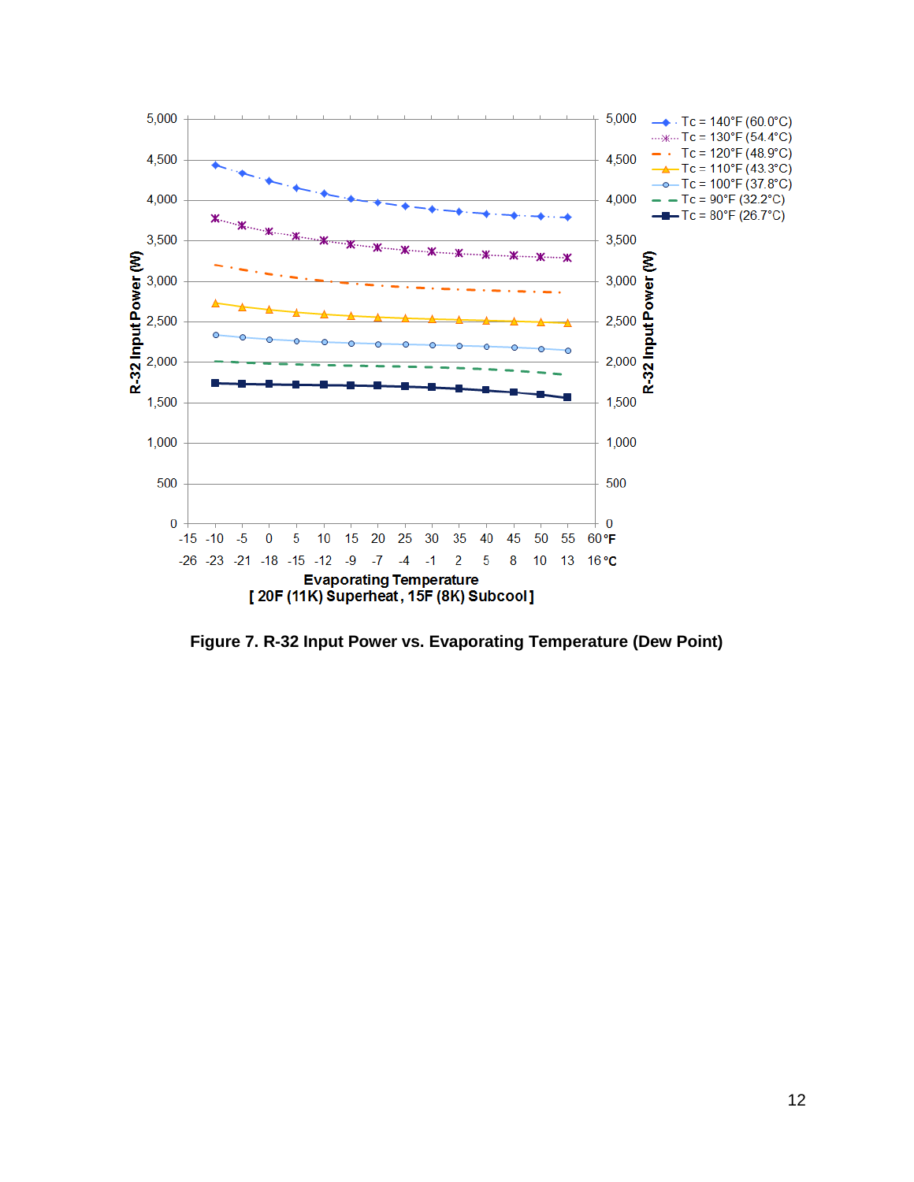**Figure 7. R-32 Input Power vs. Evaporating Temperature (Dew Point)**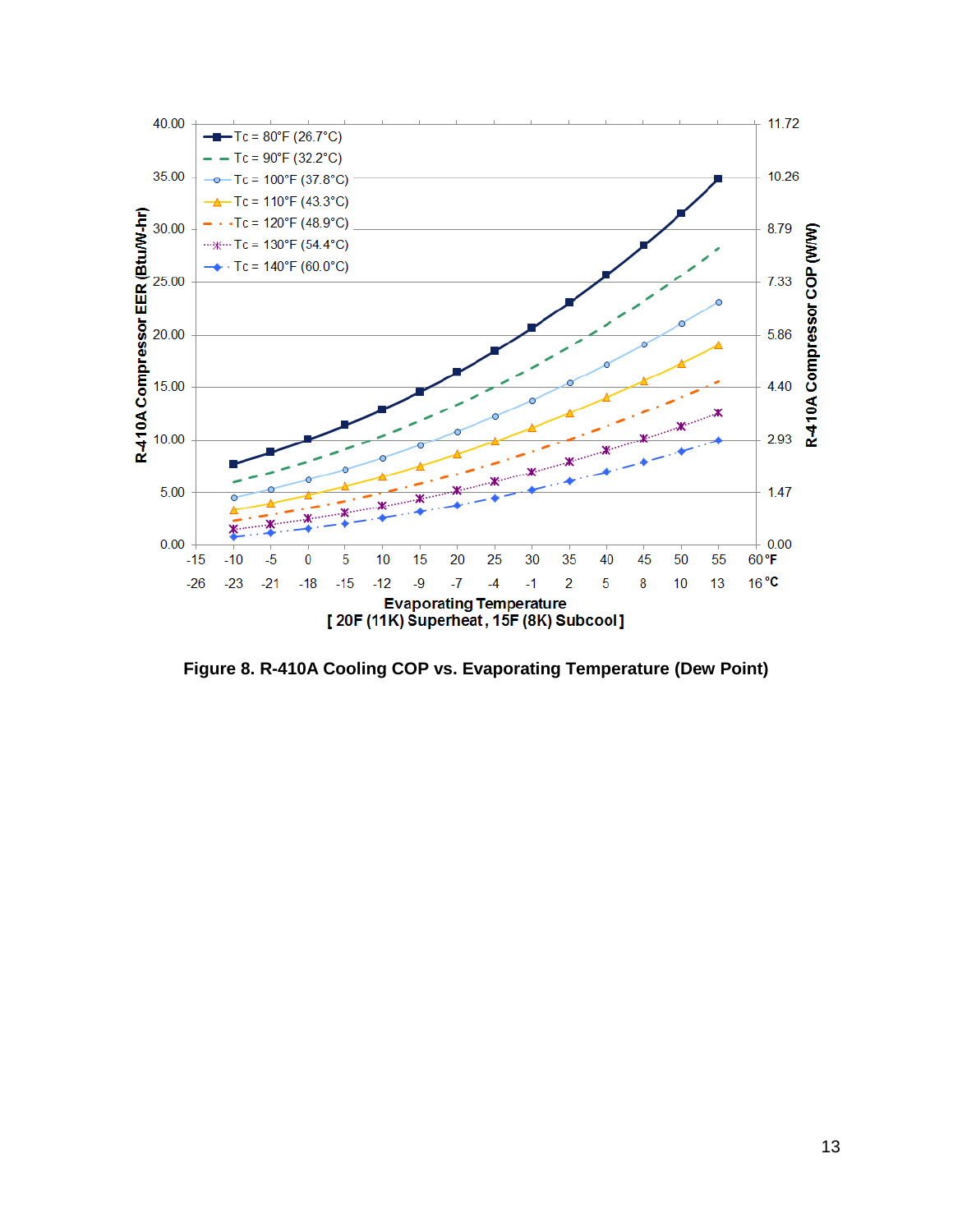**Figure 8. R-410A Cooling COP vs. Evaporating Temperature (Dew Point)**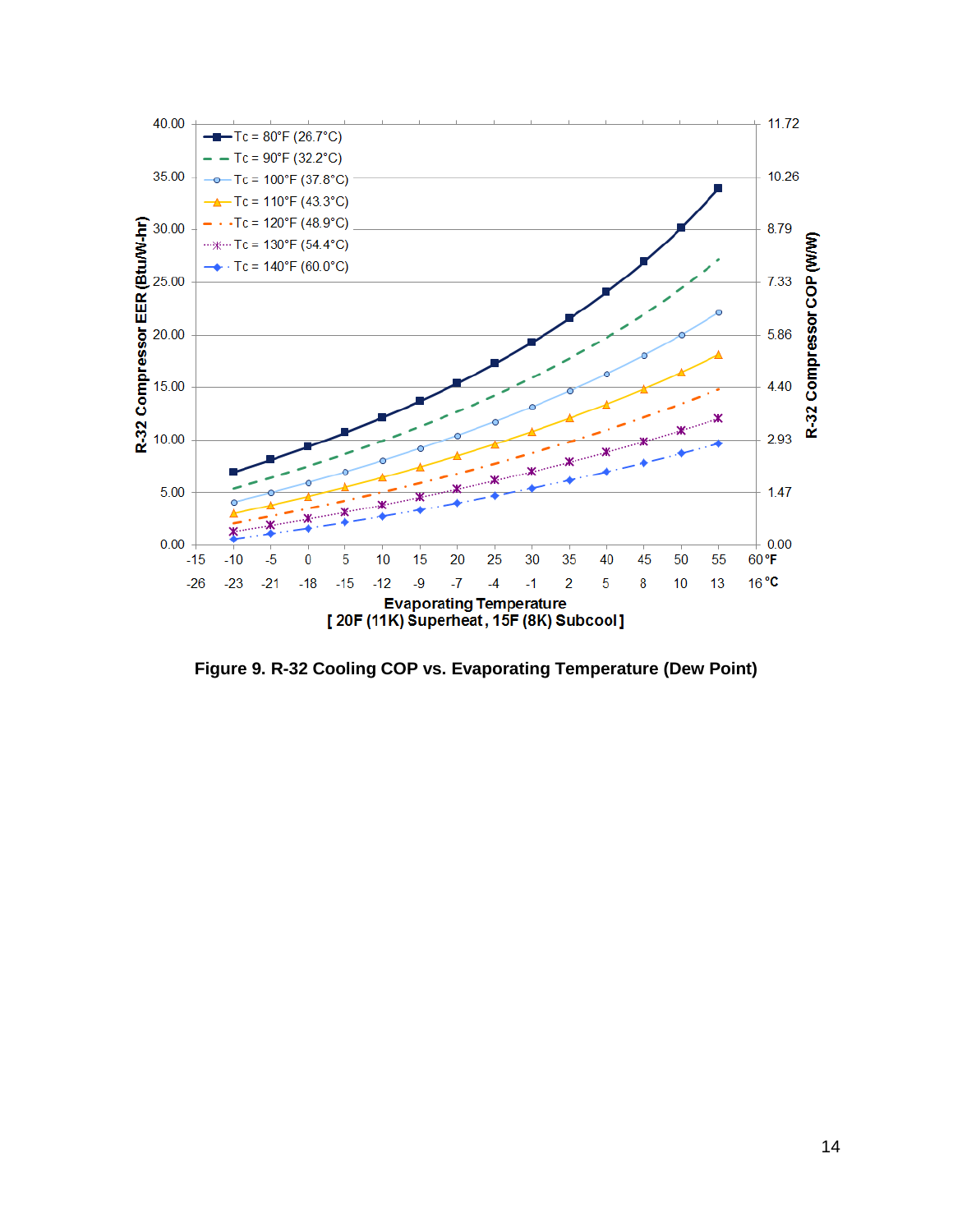Figure 9. R-32 Cooling COP vs. Evaporating Temperature (Dew Point)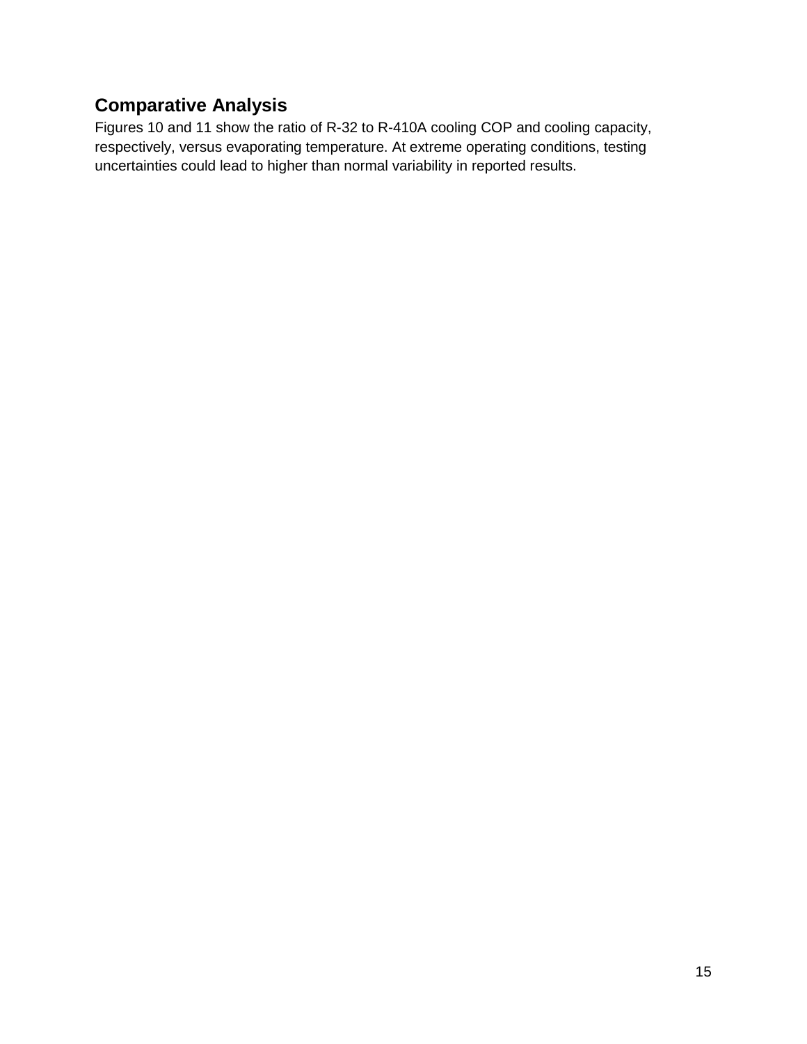## Comparative Analysis

Figures 10 and 11 show the ratio of R-32 to R-410A cooling COP and cooling capacity, respectively, versus evaporating temperature. At extreme operating conditions, testing uncertainties could lead to higher than normal variability in reported results.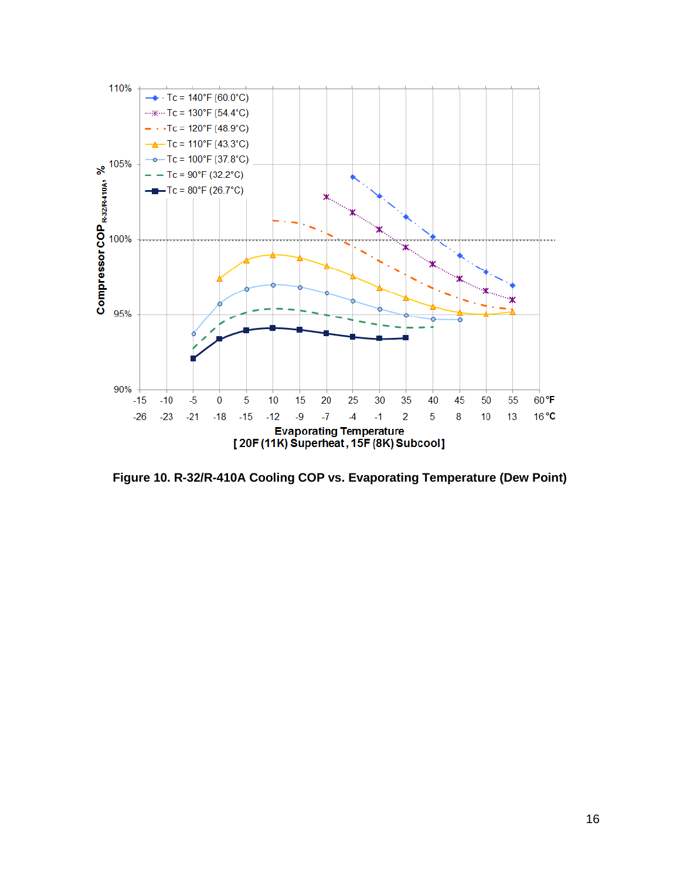Figure 10. R-32/R-410A Cooling COP vs. Evaporating Temperature (Dew Point)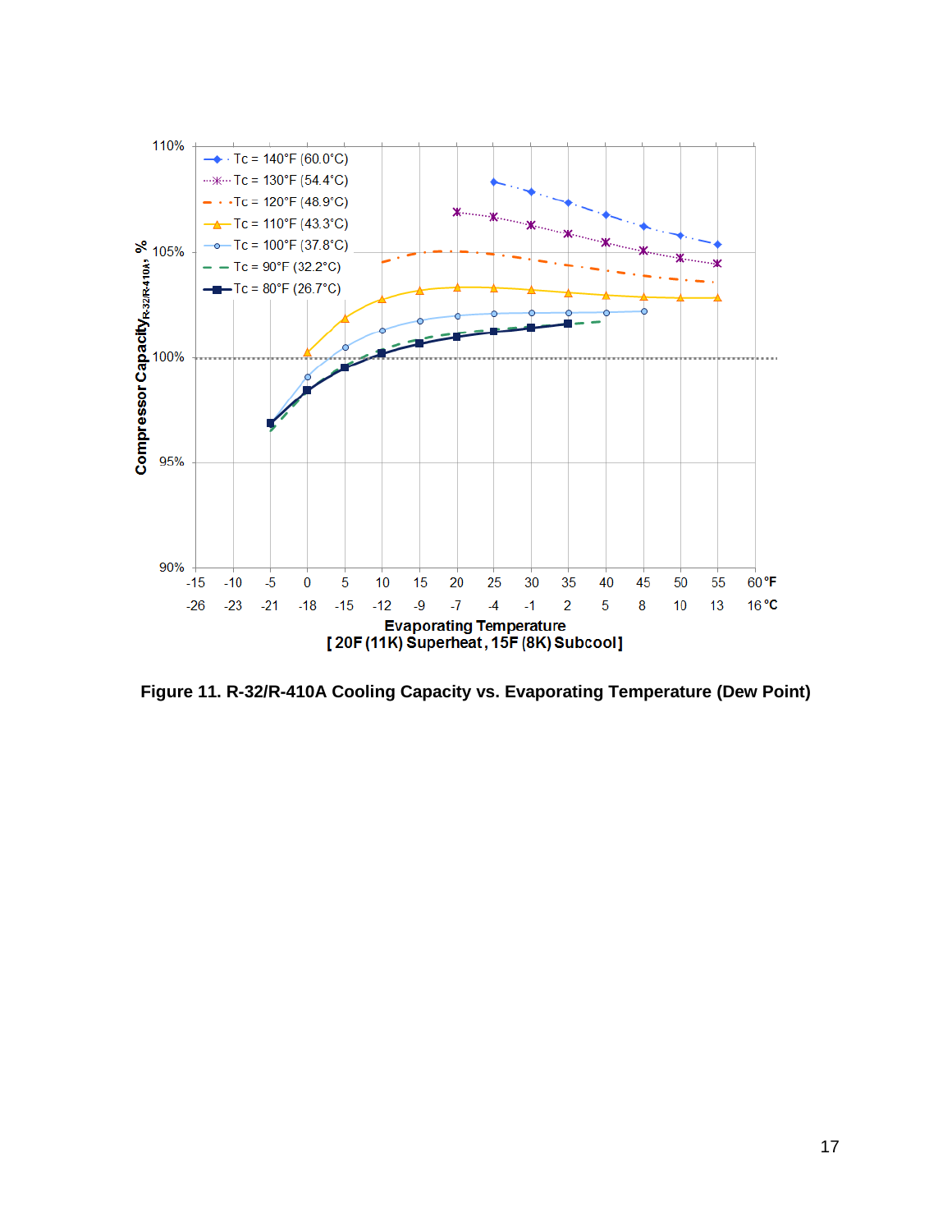Figure 11. R-32/R-410A Cooling Capacity vs. Evaporating Temperature (Dew Point)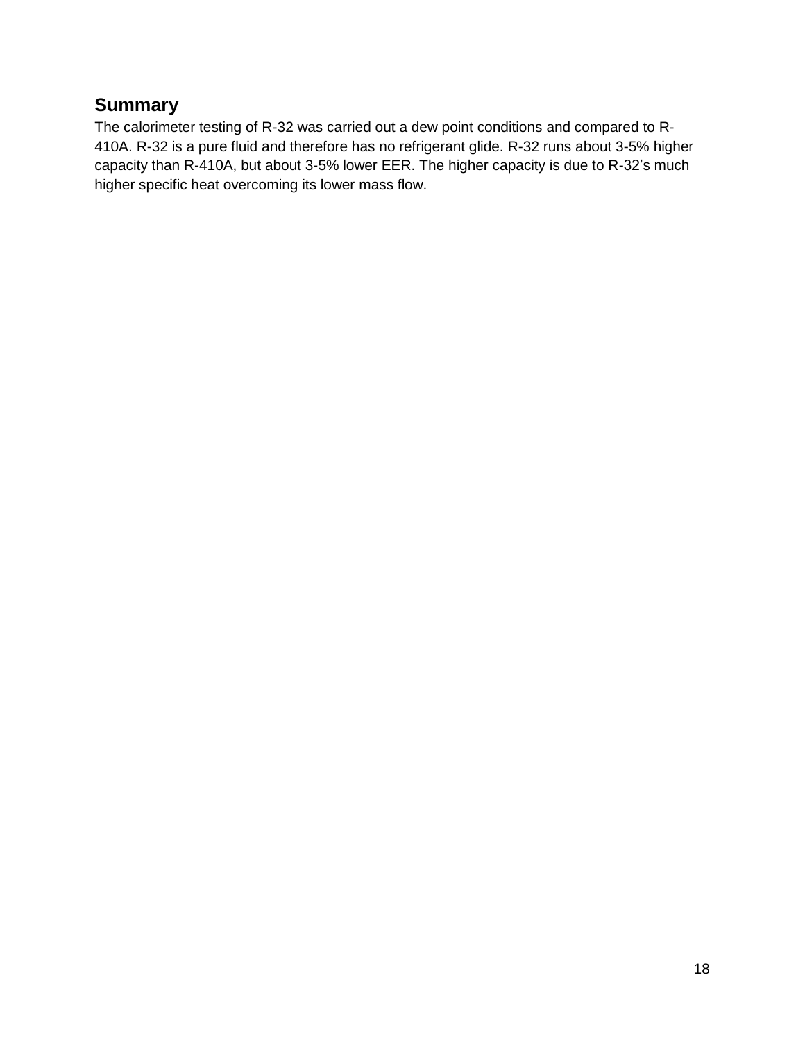## Summary

The calorimeter testing of R-32 was carried out a dew point conditions and compared to R-410A. R-32 is a pure fluid and therefore has no refrigerant glide. R-32 runs about 3-5% higher capacity than R-410A, but about 3-5% lower EER. The higher capacity is due to R-32's much higher specific heat overcoming its lower mass flow.